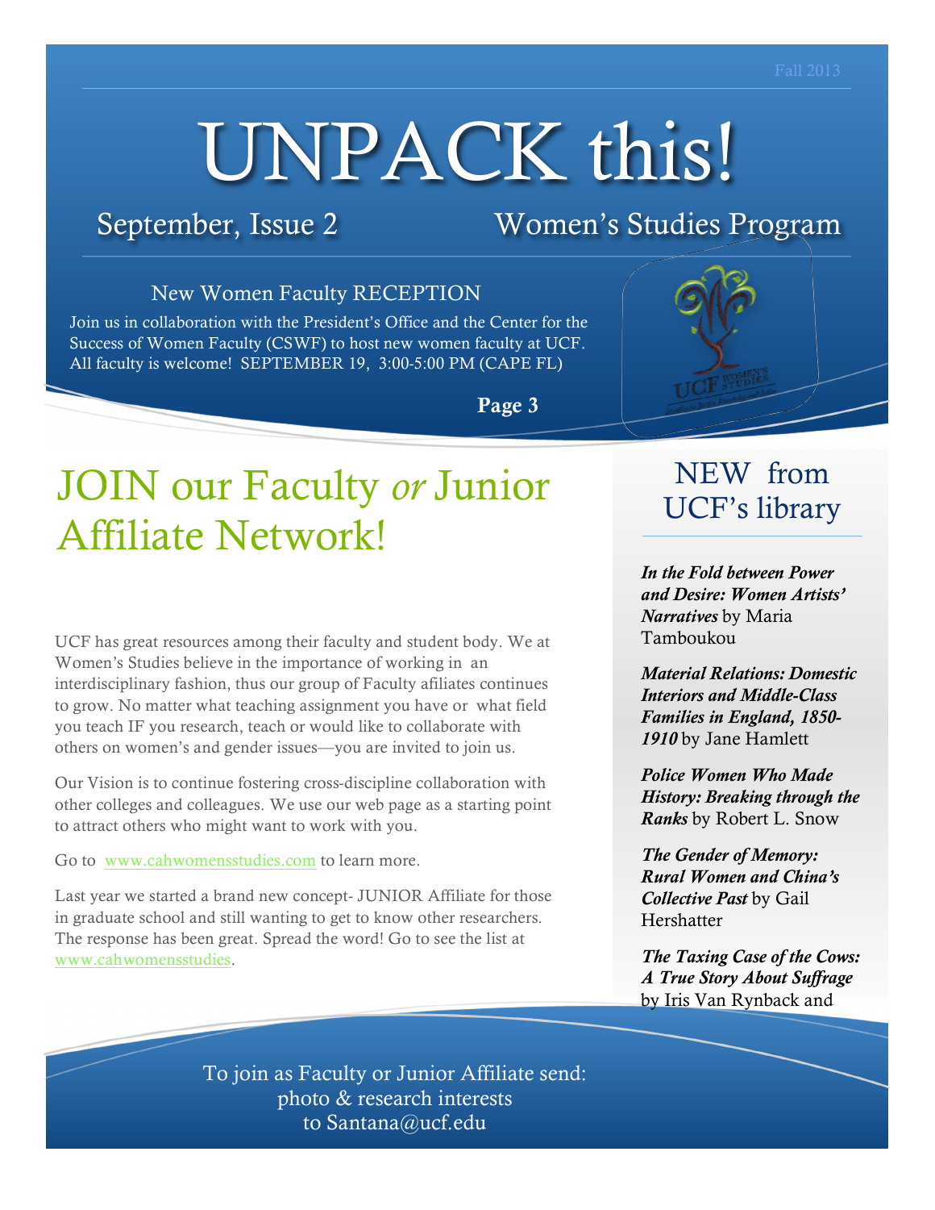Fall 2013

# UNPACK this!

September, Issue 2 — Women's Studies Program

### New Women Faculty RECEPTION

Join us in collaboration with the President's Office and the Center for the Success of Women Faculty (CSWF) to host new women faculty at UCF. All faculty is welcome! SEPTEMBER 19, 3:00-5:00 PM (CAPE FL)

**Page 3**

# JOIN our Faculty *or* Junior Affiliate Network!

UCF has great resources among their faculty and student body. We at Women's Studies believe in the importance of working in an interdisciplinary fashion, thus our group of Faculty afiliates continues to grow. No matter what teaching assignment you have or what field you teach IF you research, teach or would like to collaborate with others on women's and gender issues—you are invited to join us.

Our Vision is to continue fostering cross-discipline collaboration with other colleges and colleagues. We use our web page as a starting point to attract others who might want to work with you.

Go to www.cahwomensstudies.com to learn more.

Last year we started a brand new concept- JUNIOR Affiliate for those in graduate school and still wanting to get to know other researchers. The response has been great. Spread the word! Go to see the list at www.cahwomensstudies.

To join as Faculty or Junior Affiliate send:
photo & research interests
to Santana@ucf.edu

## NEW from UCF's library

***In the Fold between Power and Desire: Women Artists' Narratives*** by Maria Tamboukou

***Material Relations: Domestic Interiors and Middle-Class Families in England, 1850-1910*** by Jane Hamlett

***Police Women Who Made History: Breaking through the Ranks*** by Robert L. Snow

***The Gender of Memory: Rural Women and China's Collective Past*** by Gail Hershatter

***The Taxing Case of the Cows: A True Story About Suffrage*** by Iris Van Rynback and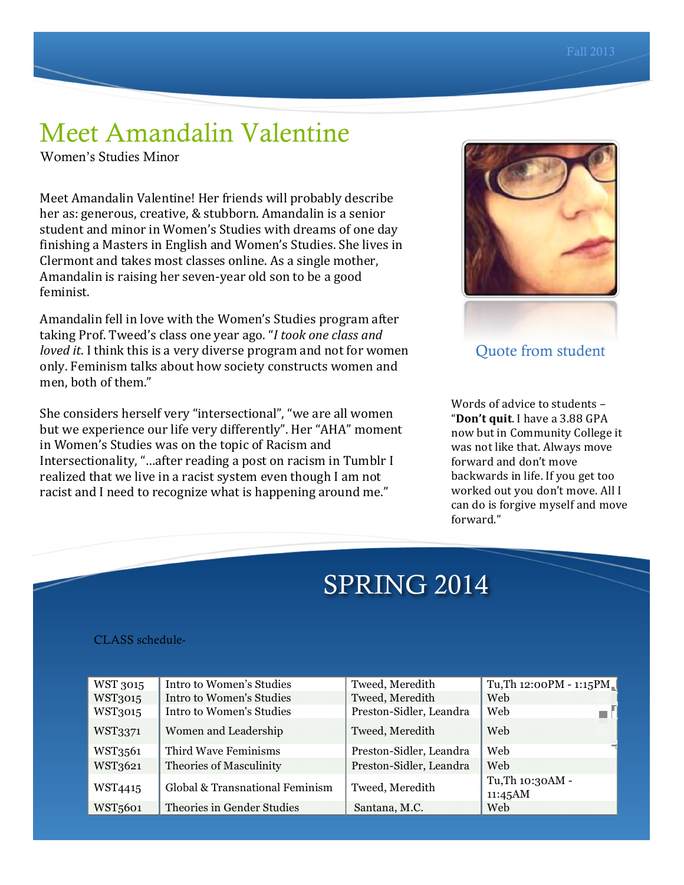# Meet Amandalin Valentine

Women's Studies Minor

Meet Amandalin Valentine! Her friends will probably describe her as: generous, creative, & stubborn. Amandalin is a senior student and minor in Women's Studies with dreams of one day finishing a Masters in English and Women's Studies. She lives in Clermont and takes most classes online. As a single mother, Amandalin is raising her seven-year old son to be a good feminist.

Amandalin fell in love with the Women's Studies program after taking Prof. Tweed's class one year ago. "*I took one class and loved it.* I think this is a very diverse program and not for women only. Feminism talks about how society constructs women and men, both of them."

She considers herself very "intersectional", "we are all women but we experience our life very differently". Her "AHA" moment in Women's Studies was on the topic of Racism and Intersectionality, "…after reading a post on racism in Tumblr I realized that we live in a racist system even though I am not racist and I need to recognize what is happening around me."

Quote from student

Words of advice to students – "**Don't quit**. I have a 3.88 GPA now but in Community College it was not like that. Always move forward and don't move backwards in life. If you get too worked out you don't move. All I can do is forgive myself and move forward."

## SPRING 2014

CLASS schedule-

| | | | |
|---|---|---|---|
| WST 3015 | Intro to Women's Studies | Tweed, Meredith | Tu,Th 12:00PM - 1:15PM |
| WST3015 | Intro to Women's Studies | Tweed, Meredith | Web |
| WST3015 | Intro to Women's Studies | Preston-Sidler, Leandra | Web |
| WST3371 | Women and Leadership | Tweed, Meredith | Web |
| WST3561 | Third Wave Feminisms | Preston-Sidler, Leandra | Web |
| WST3621 | Theories of Masculinity | Preston-Sidler, Leandra | Web |
| WST4415 | Global & Transnational Feminism | Tweed, Meredith | Tu,Th 10:30AM - 11:45AM |
| WST5601 | Theories in Gender Studies | Santana, M.C. | Web |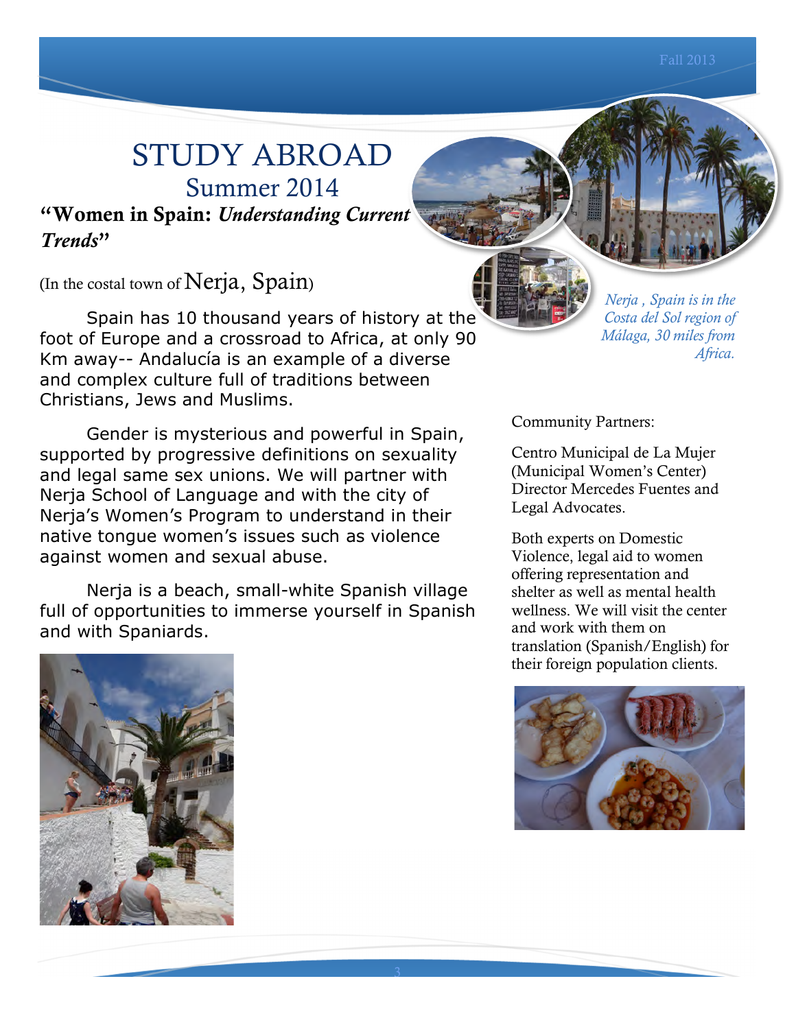# STUDY ABROAD

## Summer 2014

### "Women in Spain: *Understanding Current Trends*"

(In the costal town of Nerja, Spain)

Spain has 10 thousand years of history at the foot of Europe and a crossroad to Africa, at only 90 Km away-- Andalucía is an example of a diverse and complex culture full of traditions between Christians, Jews and Muslims.

Gender is mysterious and powerful in Spain, supported by progressive definitions on sexuality and legal same sex unions. We will partner with Nerja School of Language and with the city of Nerja's Women's Program to understand in their native tongue women's issues such as violence against women and sexual abuse.

Nerja is a beach, small-white Spanish village full of opportunities to immerse yourself in Spanish and with Spaniards.

*Nerja , Spain is in the Costa del Sol region of Málaga, 30 miles from Africa.*

Community Partners:

Centro Municipal de La Mujer (Municipal Women's Center) Director Mercedes Fuentes and Legal Advocates.

Both experts on Domestic Violence, legal aid to women offering representation and shelter as well as mental health wellness. We will visit the center and work with them on translation (Spanish/English) for their foreign population clients.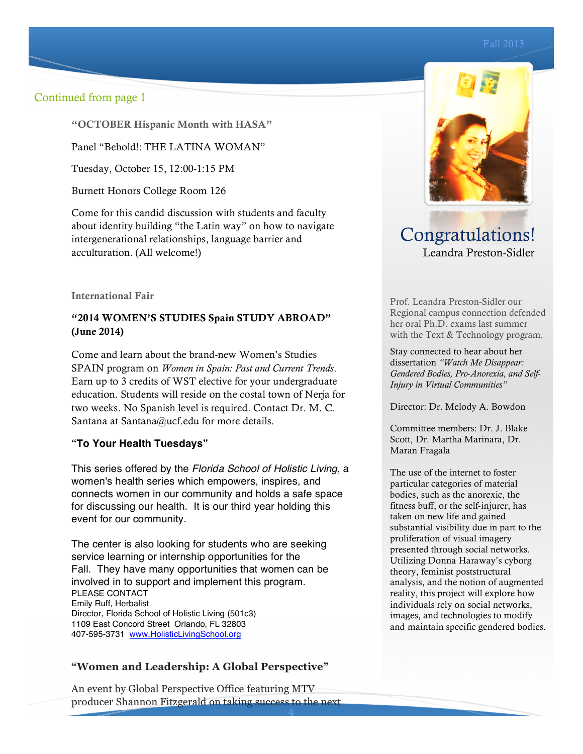Continued from page 1

**"OCTOBER Hispanic Month with HASA"**

Panel "Behold!: THE LATINA WOMAN"

Tuesday, October 15, 12:00-1:15 PM

Burnett Honors College Room 126

Come for this candid discussion with students and faculty about identity building "the Latin way" on how to navigate intergenerational relationships, language barrier and acculturation. (All welcome!)

**International Fair**

**"2014 WOMEN'S STUDIES Spain STUDY ABROAD" (June 2014)**

Come and learn about the brand-new Women's Studies SPAIN program on *Women in Spain: Past and Current Trends*. Earn up to 3 credits of WST elective for your undergraduate education. Students will reside on the costal town of Nerja for two weeks. No Spanish level is required. Contact Dr. M. C. Santana at Santana@ucf.edu for more details.

**"To Your Health Tuesdays"**

This series offered by the *Florida School of Holistic Living*, a women's health series which empowers, inspires, and connects women in our community and holds a safe space for discussing our health. It is our third year holding this event for our community.

The center is also looking for students who are seeking service learning or internship opportunities for the Fall. They have many opportunities that women can be involved in to support and implement this program.

PLEASE CONTACT
Emily Ruff, Herbalist
Director, Florida School of Holistic Living (501c3)
1109 East Concord Street Orlando, FL 32803
407-595-3731 www.HolisticLivingSchool.org

**"Women and Leadership: A Global Perspective"**

An event by Global Perspective Office featuring MTV producer Shannon Fitzgerald on taking success to the next

## Congratulations!

Leandra Preston-Sidler

Prof. Leandra Preston-Sidler our Regional campus connection defended her oral Ph.D. exams last summer with the Text & Technology program.

Stay connected to hear about her dissertation *"Watch Me Disappear: Gendered Bodies, Pro-Anorexia, and Self-Injury in Virtual Communities"*

Director: Dr. Melody A. Bowdon

Committee members: Dr. J. Blake Scott, Dr. Martha Marinara, Dr. Maran Fragala

The use of the internet to foster particular categories of material bodies, such as the anorexic, the fitness buff, or the self-injurer, has taken on new life and gained substantial visibility due in part to the proliferation of visual imagery presented through social networks. Utilizing Donna Haraway's cyborg theory, feminist poststructural analysis, and the notion of augmented reality, this project will explore how individuals rely on social networks, images, and technologies to modify and maintain specific gendered bodies.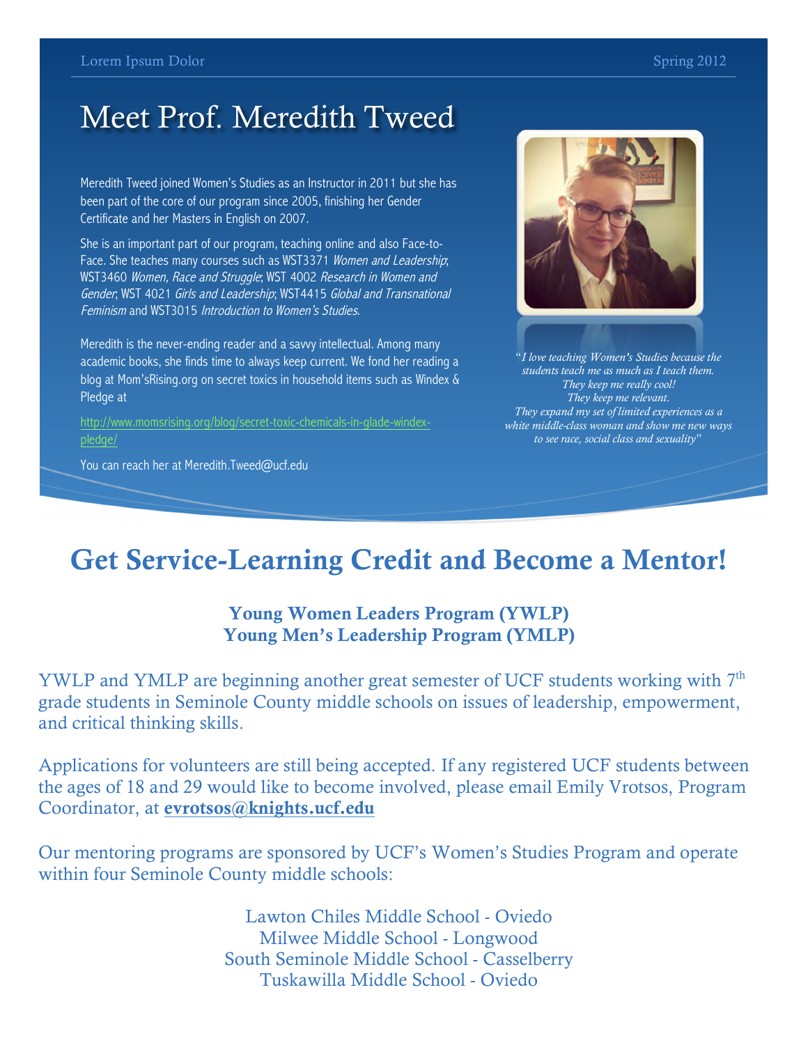# Meet Prof. Meredith Tweed

Meredith Tweed joined Women's Studies as an Instructor in 2011 but she has been part of the core of our program since 2005, finishing her Gender Certificate and her Masters in English on 2007.

She is an important part of our program, teaching online and also Face-to-Face. She teaches many courses such as WST3371 *Women and Leadership*; WST3460 *Women, Race and Struggle*; WST 4002 *Research in Women and Gender*; WST 4021 *Girls and Leadership*; WST4415 *Global and Transnational Feminism* and WST3015 *Introduction to Women's Studies*.

Meredith is the never-ending reader and a savvy intellectual. Among many academic books, she finds time to always keep current. We fond her reading a blog at Mom'sRising.org on secret toxics in household items such as Windex & Pledge at

http://www.momsrising.org/blog/secret-toxic-chemicals-in-glade-windex-pledge/

You can reach her at Meredith.Tweed@ucf.edu

"*I love teaching Women's Studies because the students teach me as much as I teach them. They keep me really cool! They keep me relevant. They expand my set of limited experiences as a white middle-class woman and show me new ways to see race, social class and sexuality*"

## Get Service-Learning Credit and Become a Mentor!

### Young Women Leaders Program (YWLP)
### Young Men's Leadership Program (YMLP)

YWLP and YMLP are beginning another great semester of UCF students working with 7th grade students in Seminole County middle schools on issues of leadership, empowerment, and critical thinking skills.

Applications for volunteers are still being accepted. If any registered UCF students between the ages of 18 and 29 would like to become involved, please email Emily Vrotsos, Program Coordinator, at **evrotsos@knights.ucf.edu**

Our mentoring programs are sponsored by UCF's Women's Studies Program and operate within four Seminole County middle schools:

Lawton Chiles Middle School - Oviedo
Milwee Middle School - Longwood
South Seminole Middle School - Casselberry
Tuskawilla Middle School - Oviedo